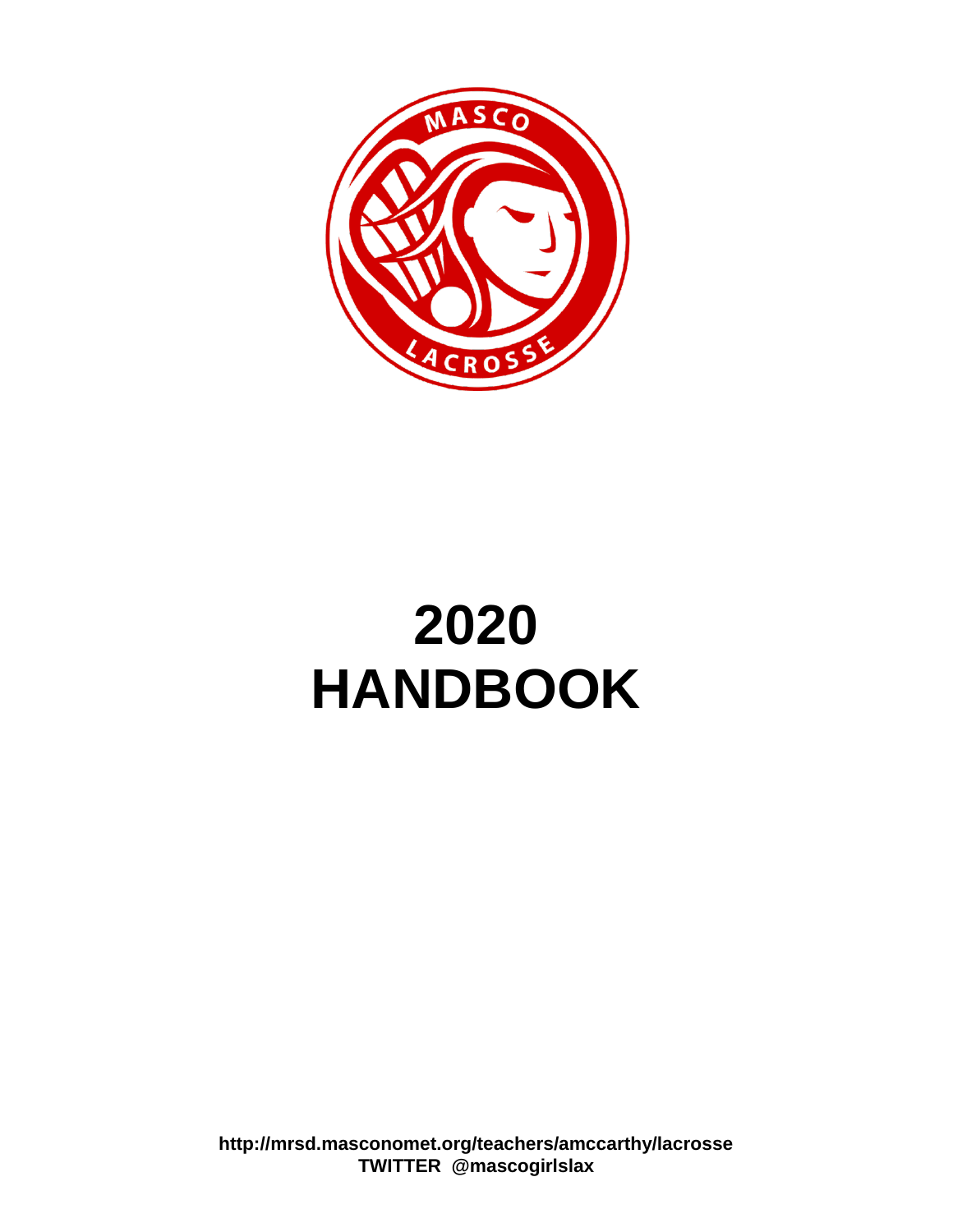# 2020 HANDBOOK

**http://mrsd.masconomet.org/teachers/amccarthy/lacrosse**
**TWITTER @mascogirlslax**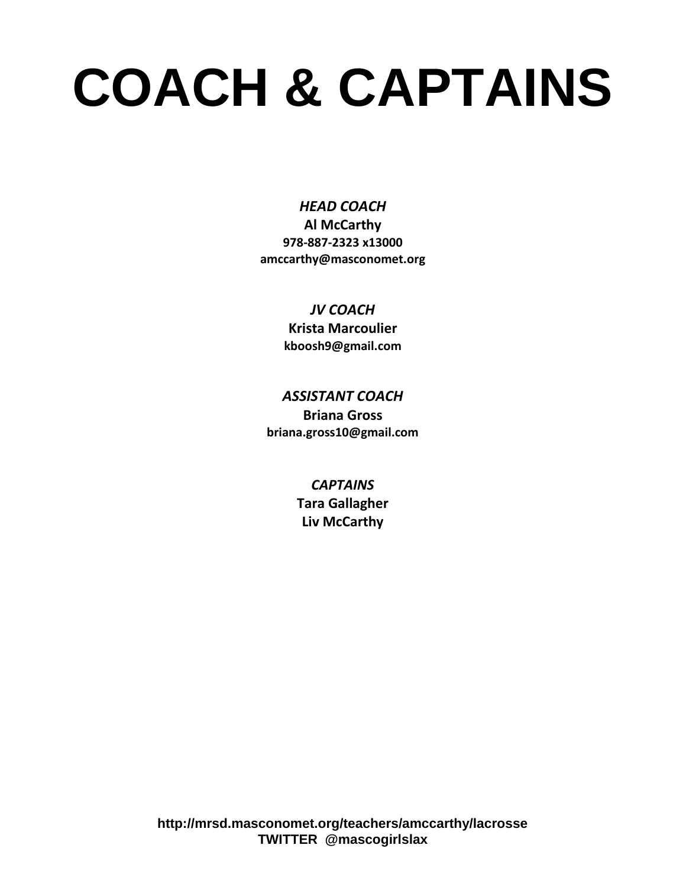# COACH & CAPTAINS

***HEAD COACH***
**Al McCarthy**
**978-887-2323 x13000**
**amccarthy@masconomet.org**

***JV COACH***
**Krista Marcoulier**
**kboosh9@gmail.com**

***ASSISTANT COACH***
**Briana Gross**
**briana.gross10@gmail.com**

***CAPTAINS***
**Tara Gallagher**
**Liv McCarthy**

**http://mrsd.masconomet.org/teachers/amccarthy/lacrosse**
**TWITTER @mascogirlslax**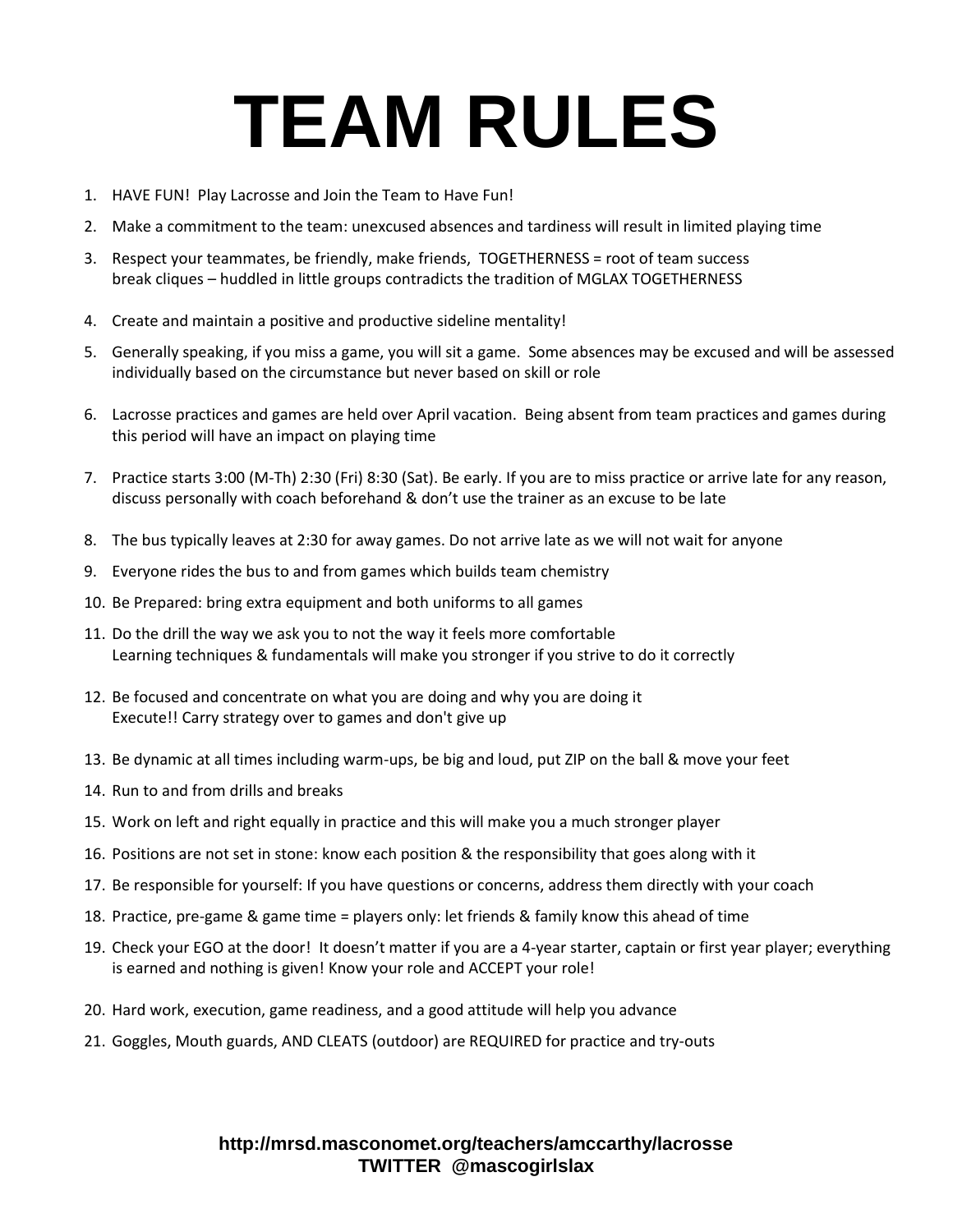# TEAM RULES

1. HAVE FUN!  Play Lacrosse and Join the Team to Have Fun!
2. Make a commitment to the team: unexcused absences and tardiness will result in limited playing time
3. Respect your teammates, be friendly, make friends,  TOGETHERNESS = root of team success
   break cliques – huddled in little groups contradicts the tradition of MGLAX TOGETHERNESS
4. Create and maintain a positive and productive sideline mentality!
5. Generally speaking, if you miss a game, you will sit a game.  Some absences may be excused and will be assessed individually based on the circumstance but never based on skill or role
6. Lacrosse practices and games are held over April vacation.  Being absent from team practices and games during this period will have an impact on playing time
7. Practice starts 3:00 (M-Th) 2:30 (Fri) 8:30 (Sat). Be early. If you are to miss practice or arrive late for any reason, discuss personally with coach beforehand & don't use the trainer as an excuse to be late
8. The bus typically leaves at 2:30 for away games. Do not arrive late as we will not wait for anyone
9. Everyone rides the bus to and from games which builds team chemistry
10. Be Prepared: bring extra equipment and both uniforms to all games
11. Do the drill the way we ask you to not the way it feels more comfortable
    Learning techniques & fundamentals will make you stronger if you strive to do it correctly
12. Be focused and concentrate on what you are doing and why you are doing it
    Execute!! Carry strategy over to games and don't give up
13. Be dynamic at all times including warm-ups, be big and loud, put ZIP on the ball & move your feet
14. Run to and from drills and breaks
15. Work on left and right equally in practice and this will make you a much stronger player
16. Positions are not set in stone: know each position & the responsibility that goes along with it
17. Be responsible for yourself: If you have questions or concerns, address them directly with your coach
18. Practice, pre-game & game time = players only: let friends & family know this ahead of time
19. Check your EGO at the door!  It doesn't matter if you are a 4-year starter, captain or first year player; everything is earned and nothing is given! Know your role and ACCEPT your role!
20. Hard work, execution, game readiness, and a good attitude will help you advance
21. Goggles, Mouth guards, AND CLEATS (outdoor) are REQUIRED for practice and try-outs

**http://mrsd.masconomet.org/teachers/amccarthy/lacrosse**
**TWITTER  @mascogirlslax**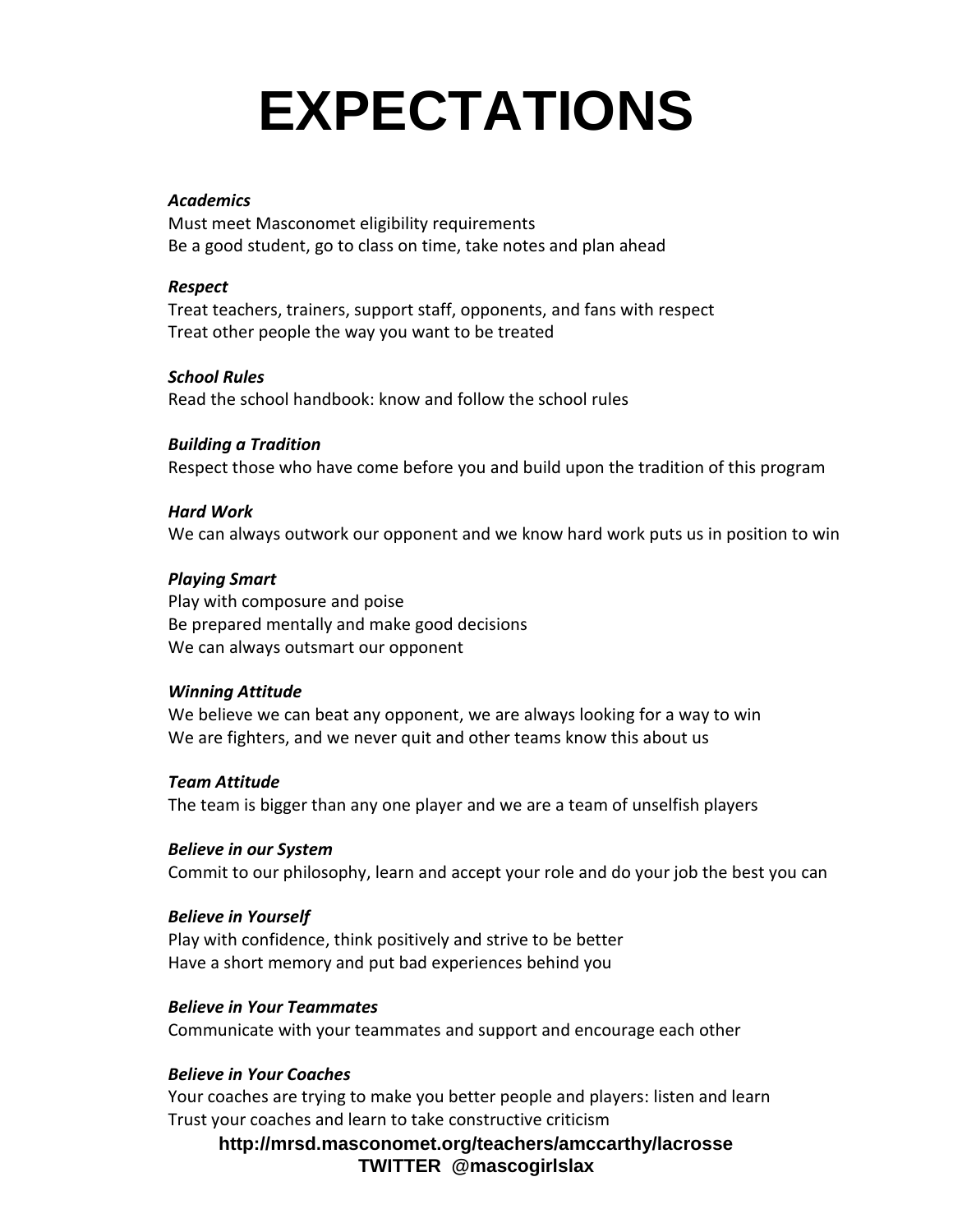# EXPECTATIONS

***Academics***
Must meet Masconomet eligibility requirements
Be a good student, go to class on time, take notes and plan ahead

***Respect***
Treat teachers, trainers, support staff, opponents, and fans with respect
Treat other people the way you want to be treated

***School Rules***
Read the school handbook: know and follow the school rules

***Building a Tradition***
Respect those who have come before you and build upon the tradition of this program

***Hard Work***
We can always outwork our opponent and we know hard work puts us in position to win

***Playing Smart***
Play with composure and poise
Be prepared mentally and make good decisions
We can always outsmart our opponent

***Winning Attitude***
We believe we can beat any opponent, we are always looking for a way to win
We are fighters, and we never quit and other teams know this about us

***Team Attitude***
The team is bigger than any one player and we are a team of unselfish players

***Believe in our System***
Commit to our philosophy, learn and accept your role and do your job the best you can

***Believe in Yourself***
Play with confidence, think positively and strive to be better
Have a short memory and put bad experiences behind you

***Believe in Your Teammates***
Communicate with your teammates and support and encourage each other

***Believe in Your Coaches***
Your coaches are trying to make you better people and players: listen and learn
Trust your coaches and learn to take constructive criticism

**http://mrsd.masconomet.org/teachers/amccarthy/lacrosse**
**TWITTER @mascogirlslax**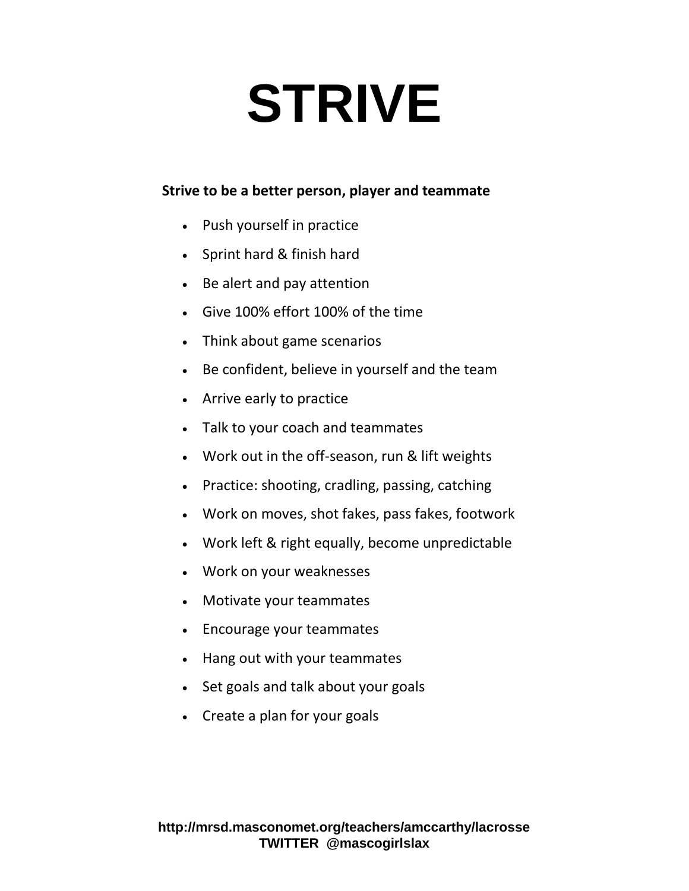# STRIVE

**Strive to be a better person, player and teammate**

- Push yourself in practice
- Sprint hard & finish hard
- Be alert and pay attention
- Give 100% effort 100% of the time
- Think about game scenarios
- Be confident, believe in yourself and the team
- Arrive early to practice
- Talk to your coach and teammates
- Work out in the off-season, run & lift weights
- Practice: shooting, cradling, passing, catching
- Work on moves, shot fakes, pass fakes, footwork
- Work left & right equally, become unpredictable
- Work on your weaknesses
- Motivate your teammates
- Encourage your teammates
- Hang out with your teammates
- Set goals and talk about your goals
- Create a plan for your goals

**http://mrsd.masconomet.org/teachers/amccarthy/lacrosse**
**TWITTER @mascogirlslax**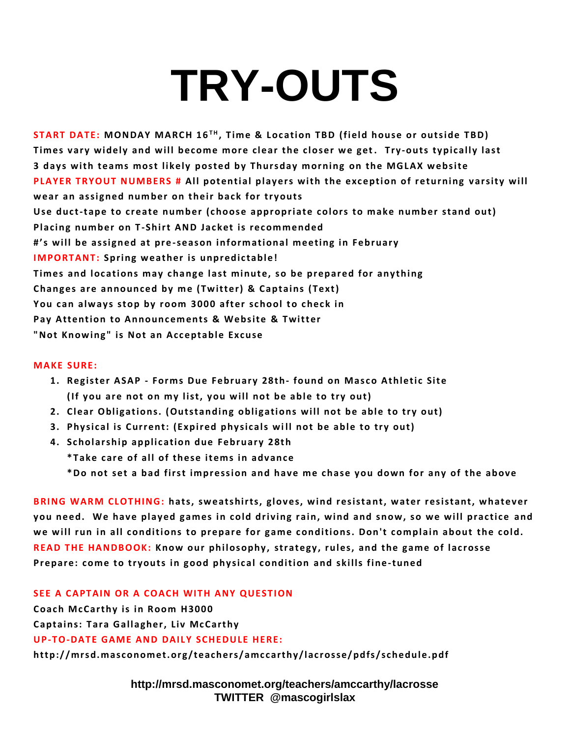# TRY-OUTS

**START DATE: MONDAY MARCH 16TH, Time & Location TBD (field house or outside TBD)**
**Times vary widely and will become more clear the closer we get. Try-outs typically last 3 days with teams most likely posted by Thursday morning on the MGLAX website**
**PLAYER TRYOUT NUMBERS # All potential players with the exception of returning varsity will wear an assigned number on their back for tryouts**
**Use duct-tape to create number (choose appropriate colors to make number stand out)**
**Placing number on T-Shirt AND Jacket is recommended**
**#'s will be assigned at pre-season informational meeting in February**
**IMPORTANT: Spring weather is unpredictable!**
**Times and locations may change last minute, so be prepared for anything**
**Changes are announced by me (Twitter) & Captains (Text)**
**You can always stop by room 3000 after school to check in**
**Pay Attention to Announcements & Website & Twitter**
**"Not Knowing" is Not an Acceptable Excuse**

**MAKE SURE:**

1. **Register ASAP - Forms Due February 28th- found on Masco Athletic Site (If you are not on my list, you will not be able to try out)**
2. **Clear Obligations. (Outstanding obligations will not be able to try out)**
3. **Physical is Current: (Expired physicals will not be able to try out)**
4. **Scholarship application due February 28th**
   **\*Take care of all of these items in advance**
   **\*Do not set a bad first impression and have me chase you down for any of the above**

**BRING WARM CLOTHING: hats, sweatshirts, gloves, wind resistant, water resistant, whatever you need. We have played games in cold driving rain, wind and snow, so we will practice and we will run in all conditions to prepare for game conditions. Don't complain about the cold.**
**READ THE HANDBOOK: Know our philosophy, strategy, rules, and the game of lacrosse**
**Prepare: come to tryouts in good physical condition and skills fine-tuned**

**SEE A CAPTAIN OR A COACH WITH ANY QUESTION**
**Coach McCarthy is in Room H3000**
**Captains: Tara Gallagher, Liv McCarthy**
**UP-TO-DATE GAME AND DAILY SCHEDULE HERE:**
**http://mrsd.masconomet.org/teachers/amccarthy/lacrosse/pdfs/schedule.pdf**

**http://mrsd.masconomet.org/teachers/amccarthy/lacrosse**
**TWITTER @mascogirlslax**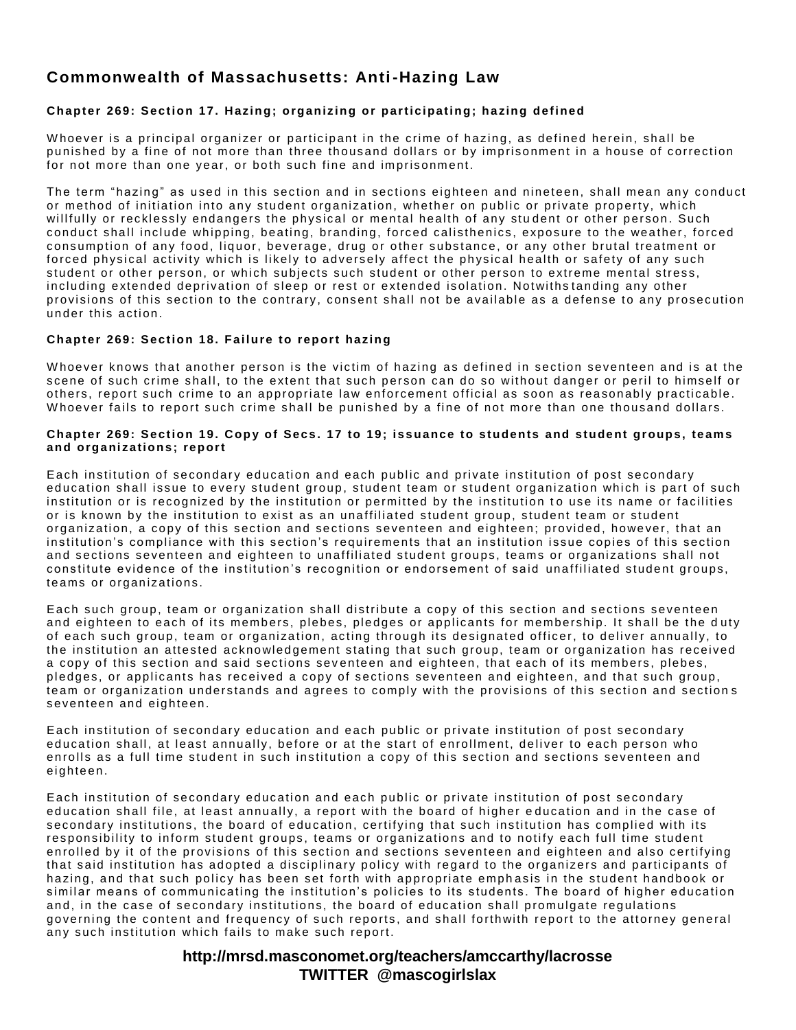# Commonwealth of Massachusetts: Anti-Hazing Law

### Chapter 269: Section 17. Hazing; organizing or participating; hazing defined

Whoever is a principal organizer or participant in the crime of hazing, as defined herein, shall be punished by a fine of not more than three thousand dollars or by imprisonment in a house of correction for not more than one year, or both such fine and imprisonment.

The term "hazing" as used in this section and in sections eighteen and nineteen, shall mean any conduct or method of initiation into any student organization, whether on public or private property, which willfully or recklessly endangers the physical or mental health of any student or other person. Such conduct shall include whipping, beating, branding, forced calisthenics, exposure to the weather, forced consumption of any food, liquor, beverage, drug or other substance, or any other brutal treatment or forced physical activity which is likely to adversely affect the physical health or safety of any such student or other person, or which subjects such student or other person to extreme mental stress, including extended deprivation of sleep or rest or extended isolation. Notwithstanding any other provisions of this section to the contrary, consent shall not be available as a defense to any prosecution under this action.

### Chapter 269: Section 18. Failure to report hazing

Whoever knows that another person is the victim of hazing as defined in section seventeen and is at the scene of such crime shall, to the extent that such person can do so without danger or peril to himself or others, report such crime to an appropriate law enforcement official as soon as reasonably practicable. Whoever fails to report such crime shall be punished by a fine of not more than one thousand dollars.

### Chapter 269: Section 19. Copy of Secs. 17 to 19; issuance to students and student groups, teams and organizations; report

Each institution of secondary education and each public and private institution of post secondary education shall issue to every student group, student team or student organization which is part of such institution or is recognized by the institution or permitted by the institution to use its name or facilities or is known by the institution to exist as an unaffiliated student group, student team or student organization, a copy of this section and sections seventeen and eighteen; provided, however, that an institution's compliance with this section's requirements that an institution issue copies of this section and sections seventeen and eighteen to unaffiliated student groups, teams or organizations shall not constitute evidence of the institution's recognition or endorsement of said unaffiliated student groups, teams or organizations.

Each such group, team or organization shall distribute a copy of this section and sections seventeen and eighteen to each of its members, plebes, pledges or applicants for membership. It shall be the duty of each such group, team or organization, acting through its designated officer, to deliver annually, to the institution an attested acknowledgement stating that such group, team or organization has received a copy of this section and said sections seventeen and eighteen, that each of its members, plebes, pledges, or applicants has received a copy of sections seventeen and eighteen, and that such group, team or organization understands and agrees to comply with the provisions of this section and sections seventeen and eighteen.

Each institution of secondary education and each public or private institution of post secondary education shall, at least annually, before or at the start of enrollment, deliver to each person who enrolls as a full time student in such institution a copy of this section and sections seventeen and eighteen.

Each institution of secondary education and each public or private institution of post secondary education shall file, at least annually, a report with the board of higher education and in the case of secondary institutions, the board of education, certifying that such institution has complied with its responsibility to inform student groups, teams or organizations and to notify each full time student enrolled by it of the provisions of this section and sections seventeen and eighteen and also certifying that said institution has adopted a disciplinary policy with regard to the organizers and participants of hazing, and that such policy has been set forth with appropriate emphasis in the student handbook or similar means of communicating the institution's policies to its students. The board of higher education and, in the case of secondary institutions, the board of education shall promulgate regulations governing the content and frequency of such reports, and shall forthwith report to the attorney general any such institution which fails to make such report.

**http://mrsd.masconomet.org/teachers/amccarthy/lacrosse**
**TWITTER @mascogirlslax**